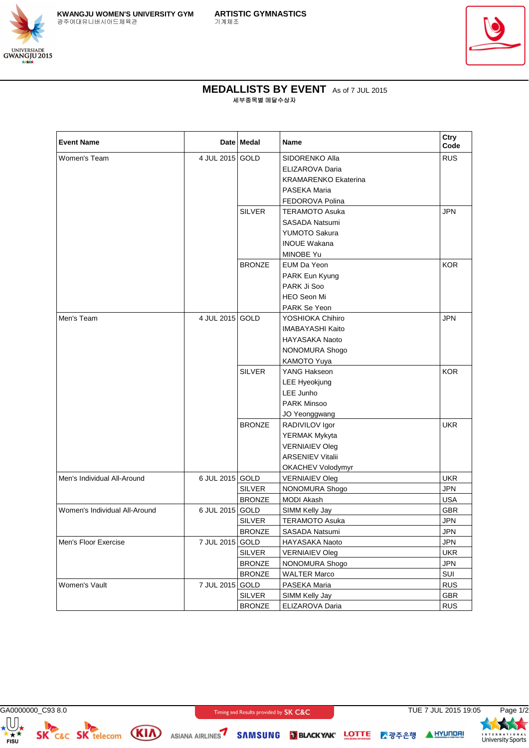KWANGJU WOMEN'S UNIVERSITY GYM
광주여대유니버시아드체육관

ARTISTIC GYMNASTICS
기계체조

# MEDALLISTS BY EVENT As of 7 JUL 2015

세부종목별 메달수상자

| Event Name | Date | Medal | Name | Ctry Code |
|---|---|---|---|---|
| Women's Team | 4 JUL 2015 | GOLD | SIDORENKO Alla<br>ELIZAROVA Daria<br>KRAMARENKO Ekaterina<br>PASEKA Maria<br>FEDOROVA Polina | RUS |
| | | SILVER | TERAMOTO Asuka<br>SASADA Natsumi<br>YUMOTO Sakura<br>INOUE Wakana<br>MINOBE Yu | JPN |
| | | BRONZE | EUM Da Yeon<br>PARK Eun Kyung<br>PARK Ji Soo<br>HEO Seon Mi<br>PARK Se Yeon | KOR |
| Men's Team | 4 JUL 2015 | GOLD | YOSHIOKA Chihiro<br>IMABAYASHI Kaito<br>HAYASAKA Naoto<br>NONOMURA Shogo<br>KAMOTO Yuya | JPN |
| | | SILVER | YANG Hakseon<br>LEE Hyeokjung<br>LEE Junho<br>PARK Minsoo<br>JO Yeonggwang | KOR |
| | | BRONZE | RADIVILOV Igor<br>YERMAK Mykyta<br>VERNIAIEV Oleg<br>ARSENIEV Vitalii<br>OKACHEV Volodymyr | UKR |
| Men's Individual All-Around | 6 JUL 2015 | GOLD | VERNIAIEV Oleg | UKR |
| | | SILVER | NONOMURA Shogo | JPN |
| | | BRONZE | MODI Akash | USA |
| Women's Individual All-Around | 6 JUL 2015 | GOLD | SIMM Kelly Jay | GBR |
| | | SILVER | TERAMOTO Asuka | JPN |
| | | BRONZE | SASADA Natsumi | JPN |
| Men's Floor Exercise | 7 JUL 2015 | GOLD | HAYASAKA Naoto | JPN |
| | | SILVER | VERNIAIEV Oleg | UKR |
| | | BRONZE | NONOMURA Shogo | JPN |
| | | BRONZE | WALTER Marco | SUI |
| Women's Vault | 7 JUL 2015 | GOLD | PASEKA Maria | RUS |
| | | SILVER | SIMM Kelly Jay | GBR |
| | | BRONZE | ELIZAROVA Daria | RUS |

GA0000000_C93 8.0 Timing and Results provided by SK C&C TUE 7 JUL 2015 19:05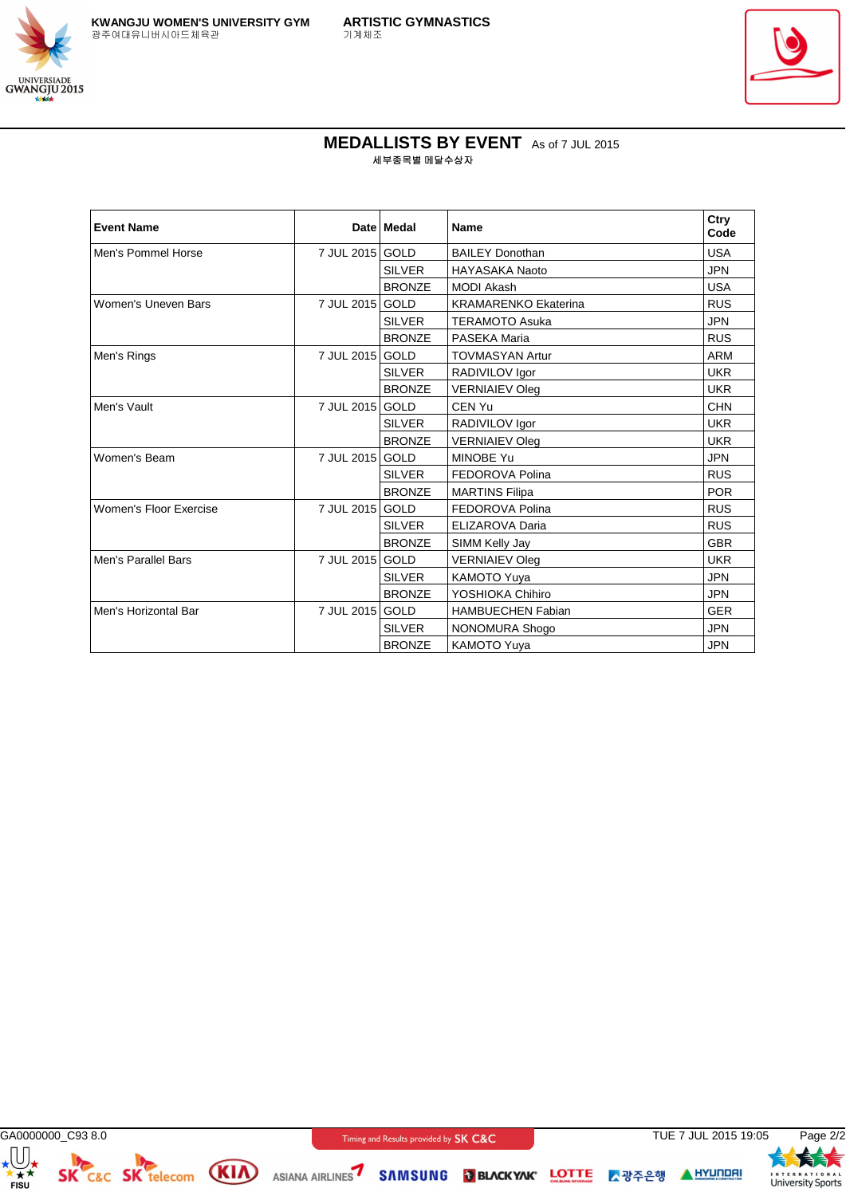KWANGJU WOMEN'S UNIVERSITY GYM
광주여대유니버시아드체육관

ARTISTIC GYMNASTICS
기계체조

# MEDALLISTS BY EVENT As of 7 JUL 2015
세부종목별 메달수상자

| Event Name | Date | Medal | Name | Ctry Code |
|---|---|---|---|---|
| Men's Pommel Horse | 7 JUL 2015 | GOLD | BAILEY Donothan | USA |
| | | SILVER | HAYASAKA Naoto | JPN |
| | | BRONZE | MODI Akash | USA |
| Women's Uneven Bars | 7 JUL 2015 | GOLD | KRAMARENKO Ekaterina | RUS |
| | | SILVER | TERAMOTO Asuka | JPN |
| | | BRONZE | PASEKA Maria | RUS |
| Men's Rings | 7 JUL 2015 | GOLD | TOVMASYAN Artur | ARM |
| | | SILVER | RADIVILOV Igor | UKR |
| | | BRONZE | VERNIAIEV Oleg | UKR |
| Men's Vault | 7 JUL 2015 | GOLD | CEN Yu | CHN |
| | | SILVER | RADIVILOV Igor | UKR |
| | | BRONZE | VERNIAIEV Oleg | UKR |
| Women's Beam | 7 JUL 2015 | GOLD | MINOBE Yu | JPN |
| | | SILVER | FEDOROVA Polina | RUS |
| | | BRONZE | MARTINS Filipa | POR |
| Women's Floor Exercise | 7 JUL 2015 | GOLD | FEDOROVA Polina | RUS |
| | | SILVER | ELIZAROVA Daria | RUS |
| | | BRONZE | SIMM Kelly Jay | GBR |
| Men's Parallel Bars | 7 JUL 2015 | GOLD | VERNIAIEV Oleg | UKR |
| | | SILVER | KAMOTO Yuya | JPN |
| | | BRONZE | YOSHIOKA Chihiro | JPN |
| Men's Horizontal Bar | 7 JUL 2015 | GOLD | HAMBUECHEN Fabian | GER |
| | | SILVER | NONOMURA Shogo | JPN |
| | | BRONZE | KAMOTO Yuya | JPN |

GA0000000_C93 8.0 Timing and Results provided by SK C&C TUE 7 JUL 2015 19:05